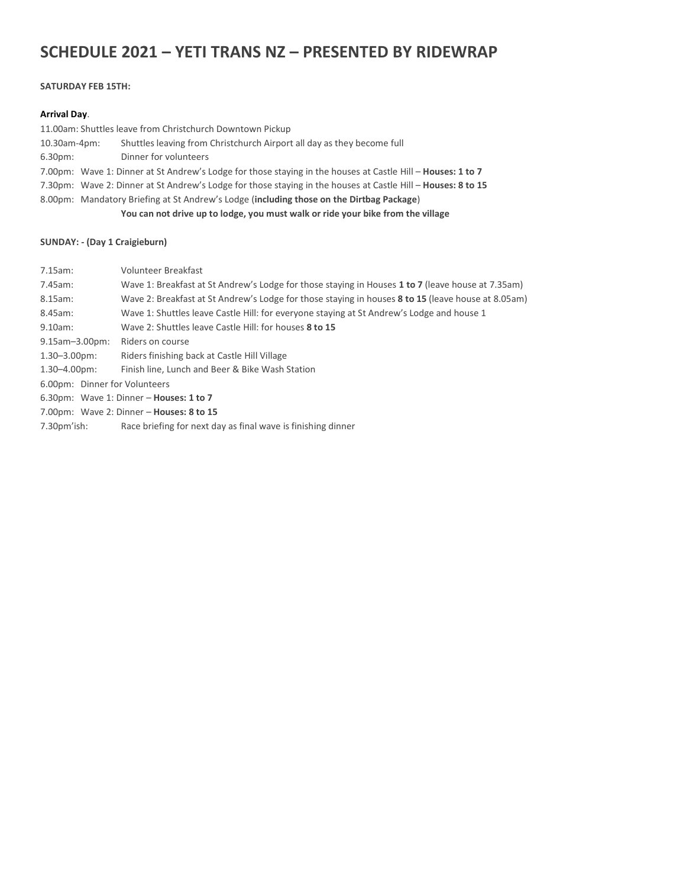# SCHEDULE 2021 – YETI TRANS NZ – PRESENTED BY RIDEWRAP

**SATURDAY FEB 15TH:**

**Arrival Day**.

11.00am: Shuttles leave from Christchurch Downtown Pickup
10.30am-4pm: Shuttles leaving from Christchurch Airport all day as they become full
6.30pm: Dinner for volunteers
7.00pm: Wave 1: Dinner at St Andrew's Lodge for those staying in the houses at Castle Hill – **Houses: 1 to 7**
7.30pm: Wave 2: Dinner at St Andrew's Lodge for those staying in the houses at Castle Hill – **Houses: 8 to 15**
8.00pm: Mandatory Briefing at St Andrew's Lodge (**including those on the Dirtbag Package**)
**You can not drive up to lodge, you must walk or ride your bike from the village**

**SUNDAY: - (Day 1 Craigieburn)**

7.15am: Volunteer Breakfast
7.45am: Wave 1: Breakfast at St Andrew's Lodge for those staying in Houses **1 to 7** (leave house at 7.35am)
8.15am: Wave 2: Breakfast at St Andrew's Lodge for those staying in houses **8 to 15** (leave house at 8.05am)
8.45am: Wave 1: Shuttles leave Castle Hill: for everyone staying at St Andrew's Lodge and house 1
9.10am: Wave 2: Shuttles leave Castle Hill: for houses **8 to 15**
9.15am–3.00pm: Riders on course
1.30–3.00pm: Riders finishing back at Castle Hill Village
1.30–4.00pm: Finish line, Lunch and Beer & Bike Wash Station
6.00pm: Dinner for Volunteers
6.30pm: Wave 1: Dinner – **Houses: 1 to 7**
7.00pm: Wave 2: Dinner – **Houses: 8 to 15**
7.30pm'ish: Race briefing for next day as final wave is finishing dinner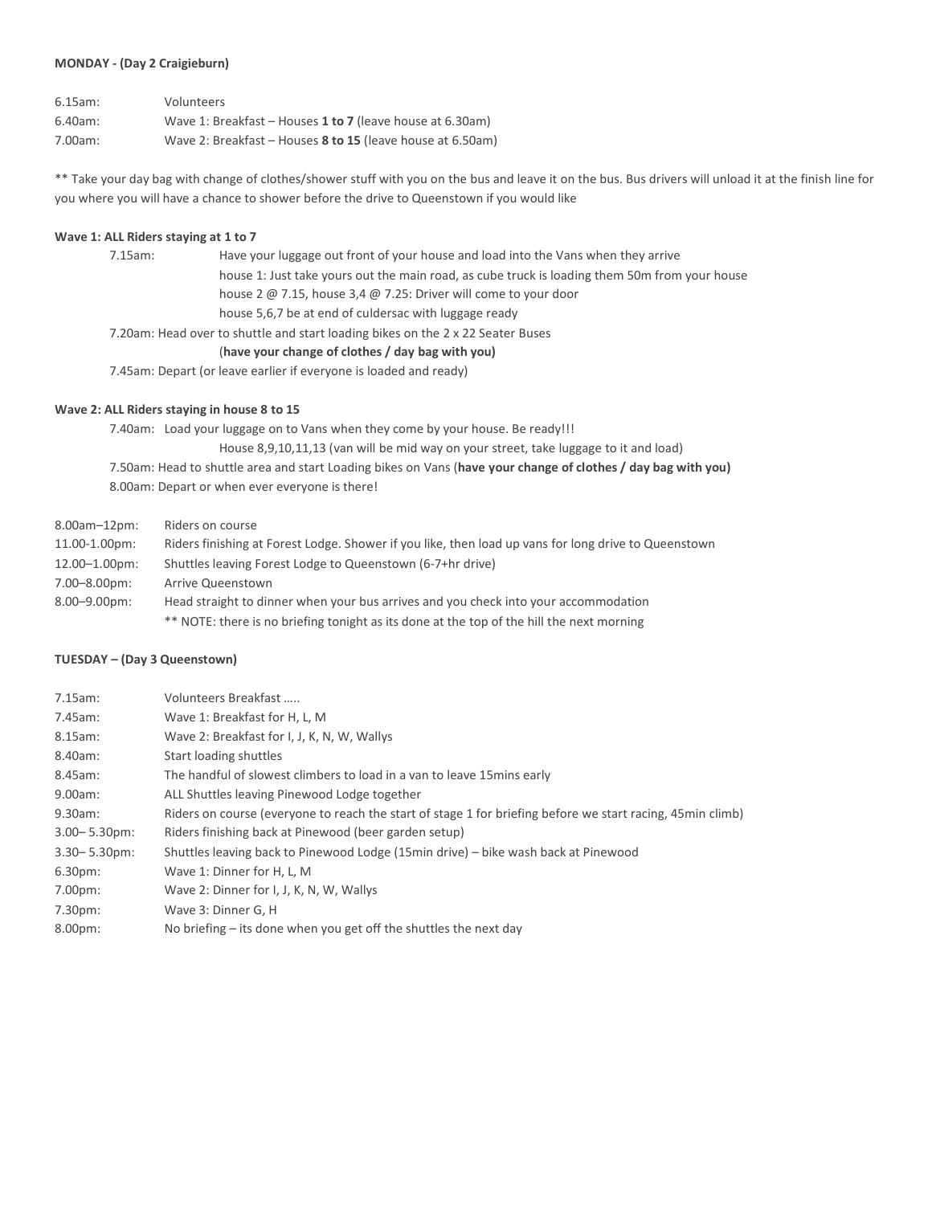**MONDAY - (Day 2 Craigieburn)**

| | |
|---|---|
| 6.15am: | Volunteers |
| 6.40am: | Wave 1: Breakfast – Houses **1 to 7** (leave house at 6.30am) |
| 7.00am: | Wave 2: Breakfast – Houses **8 to 15** (leave house at 6.50am) |

** Take your day bag with change of clothes/shower stuff with you on the bus and leave it on the bus. Bus drivers will unload it at the finish line for you where you will have a chance to shower before the drive to Queenstown if you would like

**Wave 1: ALL Riders staying at 1 to 7**

7.15am: Have your luggage out front of your house and load into the Vans when they arrive
house 1: Just take yours out the main road, as cube truck is loading them 50m from your house
house 2 @ 7.15, house 3,4 @ 7.25: Driver will come to your door
house 5,6,7 be at end of culdersac with luggage ready

7.20am: Head over to shuttle and start loading bikes on the 2 x 22 Seater Buses
(**have your change of clothes / day bag with you)**

7.45am: Depart (or leave earlier if everyone is loaded and ready)

**Wave 2: ALL Riders staying in house 8 to 15**

7.40am: Load your luggage on to Vans when they come by your house. Be ready!!!
House 8,9,10,11,13 (van will be mid way on your street, take luggage to it and load)

7.50am: Head to shuttle area and start Loading bikes on Vans (**have your change of clothes / day bag with you)**

8.00am: Depart or when ever everyone is there!

| | |
|---|---|
| 8.00am–12pm: | Riders on course |
| 11.00-1.00pm: | Riders finishing at Forest Lodge. Shower if you like, then load up vans for long drive to Queenstown |
| 12.00–1.00pm: | Shuttles leaving Forest Lodge to Queenstown (6-7+hr drive) |
| 7.00–8.00pm: | Arrive Queenstown |
| 8.00–9.00pm: | Head straight to dinner when your bus arrives and you check into your accommodation<br>** NOTE: there is no briefing tonight as its done at the top of the hill the next morning |

**TUESDAY – (Day 3 Queenstown)**

| | |
|---|---|
| 7.15am: | Volunteers Breakfast ….. |
| 7.45am: | Wave 1: Breakfast for H, L, M |
| 8.15am: | Wave 2: Breakfast for I, J, K, N, W, Wallys |
| 8.40am: | Start loading shuttles |
| 8.45am: | The handful of slowest climbers to load in a van to leave 15mins early |
| 9.00am: | ALL Shuttles leaving Pinewood Lodge together |
| 9.30am: | Riders on course (everyone to reach the start of stage 1 for briefing before we start racing, 45min climb) |
| 3.00– 5.30pm: | Riders finishing back at Pinewood (beer garden setup) |
| 3.30– 5.30pm: | Shuttles leaving back to Pinewood Lodge (15min drive) – bike wash back at Pinewood |
| 6.30pm: | Wave 1: Dinner for H, L, M |
| 7.00pm: | Wave 2: Dinner for I, J, K, N, W, Wallys |
| 7.30pm: | Wave 3: Dinner G, H |
| 8.00pm: | No briefing – its done when you get off the shuttles the next day |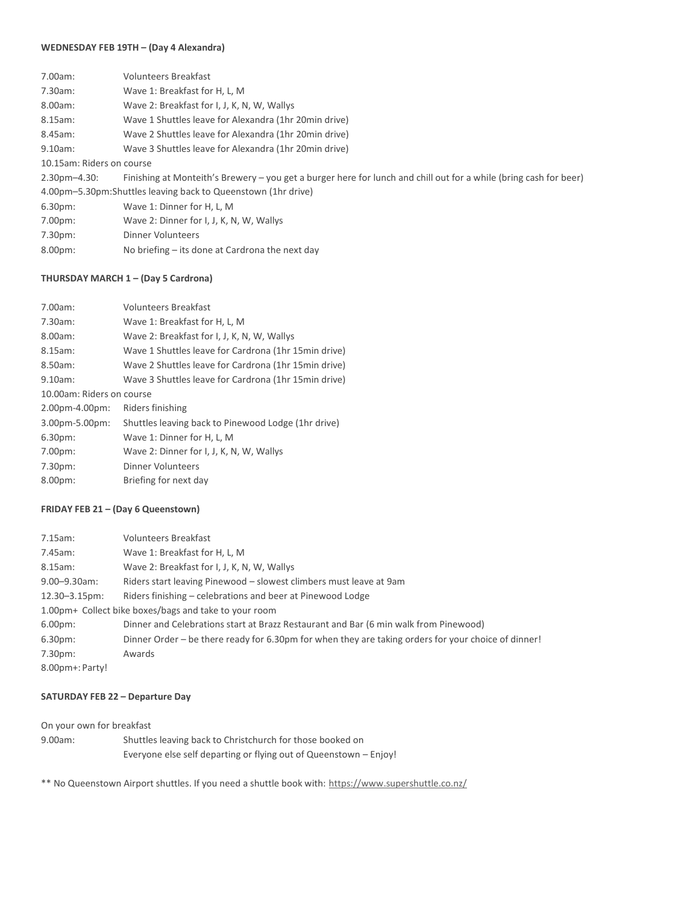**WEDNESDAY FEB 19TH – (Day 4 Alexandra)**

| | |
|---|---|
| 7.00am: | Volunteers Breakfast |
| 7.30am: | Wave 1: Breakfast for H, L, M |
| 8.00am: | Wave 2: Breakfast for I, J, K, N, W, Wallys |
| 8.15am: | Wave 1 Shuttles leave for Alexandra (1hr 20min drive) |
| 8.45am: | Wave 2 Shuttles leave for Alexandra (1hr 20min drive) |
| 9.10am: | Wave 3 Shuttles leave for Alexandra (1hr 20min drive) |
| 10.15am: Riders on course | |
| 2.30pm–4.30: | Finishing at Monteith's Brewery – you get a burger here for lunch and chill out for a while (bring cash for beer) |
| 4.00pm–5.30pm: | Shuttles leaving back to Queenstown (1hr drive) |
| 6.30pm: | Wave 1: Dinner for H, L, M |
| 7.00pm: | Wave 2: Dinner for I, J, K, N, W, Wallys |
| 7.30pm: | Dinner Volunteers |
| 8.00pm: | No briefing – its done at Cardrona the next day |

**THURSDAY MARCH 1 – (Day 5 Cardrona)**

| | |
|---|---|
| 7.00am: | Volunteers Breakfast |
| 7.30am: | Wave 1: Breakfast for H, L, M |
| 8.00am: | Wave 2: Breakfast for I, J, K, N, W, Wallys |
| 8.15am: | Wave 1 Shuttles leave for Cardrona (1hr 15min drive) |
| 8.50am: | Wave 2 Shuttles leave for Cardrona (1hr 15min drive) |
| 9.10am: | Wave 3 Shuttles leave for Cardrona (1hr 15min drive) |
| 10.00am: Riders on course | |
| 2.00pm-4.00pm: | Riders finishing |
| 3.00pm-5.00pm: | Shuttles leaving back to Pinewood Lodge (1hr drive) |
| 6.30pm: | Wave 1: Dinner for H, L, M |
| 7.00pm: | Wave 2: Dinner for I, J, K, N, W, Wallys |
| 7.30pm: | Dinner Volunteers |
| 8.00pm: | Briefing for next day |

**FRIDAY FEB 21 – (Day 6 Queenstown)**

| | |
|---|---|
| 7.15am: | Volunteers Breakfast |
| 7.45am: | Wave 1: Breakfast for H, L, M |
| 8.15am: | Wave 2: Breakfast for I, J, K, N, W, Wallys |
| 9.00–9.30am: | Riders start leaving Pinewood – slowest climbers must leave at 9am |
| 12.30–3.15pm: | Riders finishing – celebrations and beer at Pinewood Lodge |
| 1.00pm+ | Collect bike boxes/bags and take to your room |
| 6.00pm: | Dinner and Celebrations start at Brazz Restaurant and Bar (6 min walk from Pinewood) |
| 6.30pm: | Dinner Order – be there ready for 6.30pm for when they are taking orders for your choice of dinner! |
| 7.30pm: | Awards |
| 8.00pm+: | Party! |

**SATURDAY FEB 22 – Departure Day**

On your own for breakfast

9.00am: Shuttles leaving back to Christchurch for those booked on
Everyone else self departing or flying out of Queenstown – Enjoy!

** No Queenstown Airport shuttles. If you need a shuttle book with: https://www.supershuttle.co.nz/